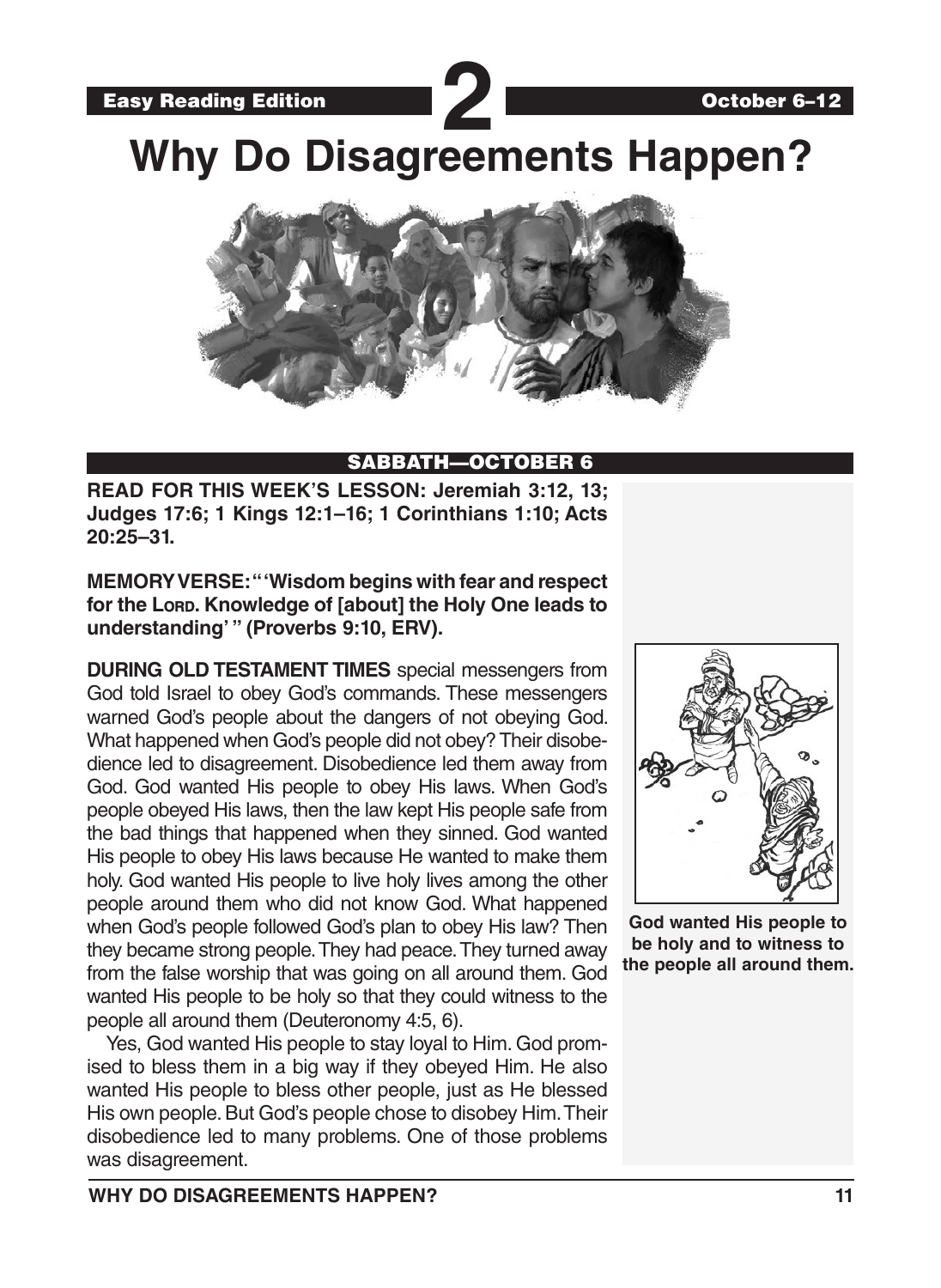Easy Reading Edition **2** October 6–12

# Why Do Disagreements Happen?

## SABBATH—OCTOBER 6

**READ FOR THIS WEEK'S LESSON: Jeremiah 3:12, 13; Judges 17:6; 1 Kings 12:1–16; 1 Corinthians 1:10; Acts 20:25–31.**

**MEMORY VERSE: " 'Wisdom begins with fear and respect for the LORD. Knowledge of [about] the Holy One leads to understanding' " (Proverbs 9:10, ERV).**

**DURING OLD TESTAMENT TIMES** special messengers from God told Israel to obey God's commands. These messengers warned God's people about the dangers of not obeying God. What happened when God's people did not obey? Their disobedience led to disagreement. Disobedience led them away from God. God wanted His people to obey His laws. When God's people obeyed His laws, then the law kept His people safe from the bad things that happened when they sinned. God wanted His people to obey His laws because He wanted to make them holy. God wanted His people to live holy lives among the other people around them who did not know God. What happened when God's people followed God's plan to obey His law? Then they became strong people. They had peace. They turned away from the false worship that was going on all around them. God wanted His people to be holy so that they could witness to the people all around them (Deuteronomy 4:5, 6).

**God wanted His people to be holy and to witness to the people all around them.**

Yes, God wanted His people to stay loyal to Him. God promised to bless them in a big way if they obeyed Him. He also wanted His people to bless other people, just as He blessed His own people. But God's people chose to disobey Him. Their disobedience led to many problems. One of those problems was disagreement.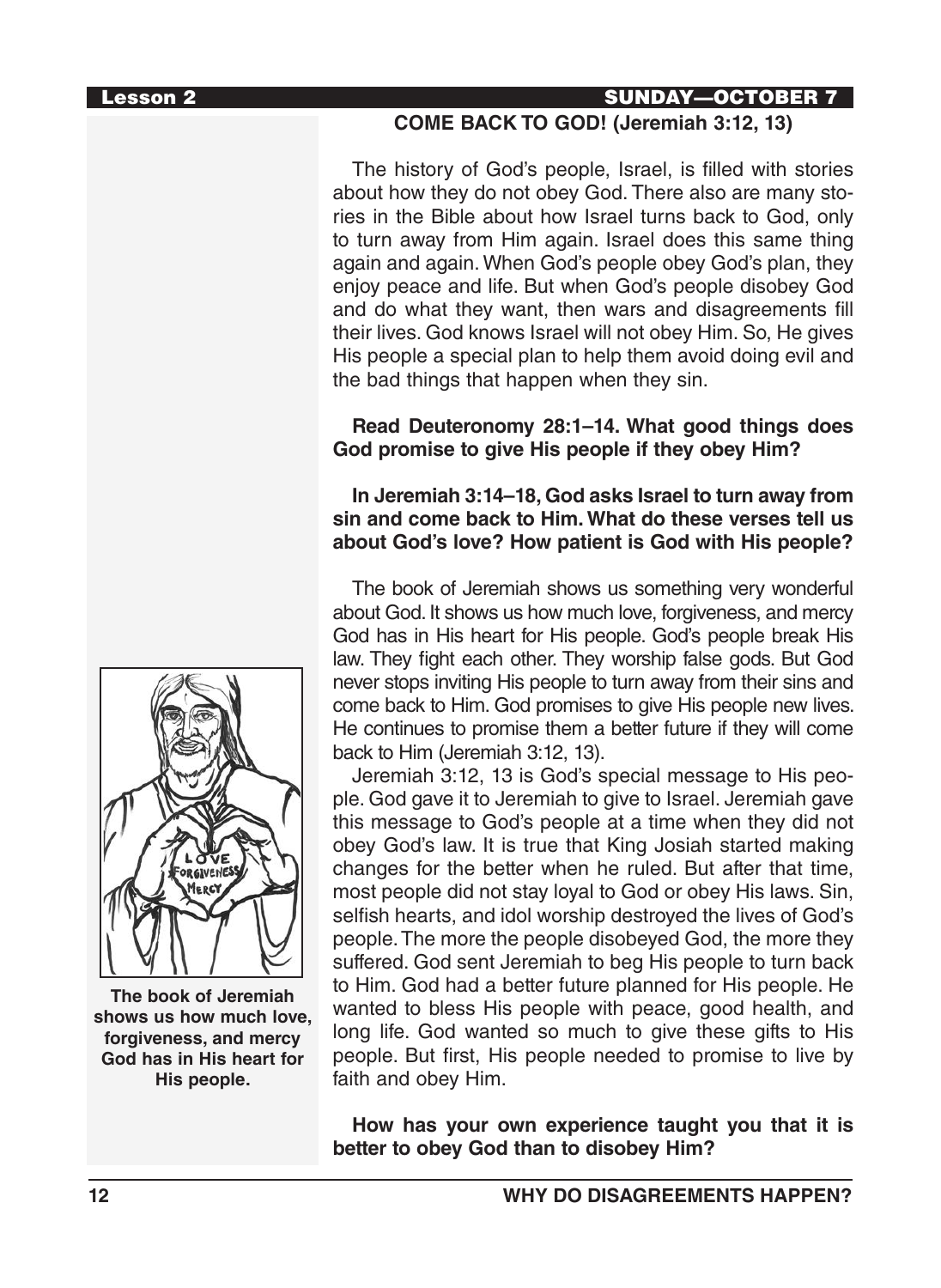## SUNDAY—OCTOBER 7

### COME BACK TO GOD! (Jeremiah 3:12, 13)

The history of God's people, Israel, is filled with stories about how they do not obey God. There also are many stories in the Bible about how Israel turns back to God, only to turn away from Him again. Israel does this same thing again and again. When God's people obey God's plan, they enjoy peace and life. But when God's people disobey God and do what they want, then wars and disagreements fill their lives. God knows Israel will not obey Him. So, He gives His people a special plan to help them avoid doing evil and the bad things that happen when they sin.

**Read Deuteronomy 28:1–14. What good things does God promise to give His people if they obey Him?**

**In Jeremiah 3:14–18, God asks Israel to turn away from sin and come back to Him. What do these verses tell us about God's love? How patient is God with His people?**

The book of Jeremiah shows us something very wonderful about God. It shows us how much love, forgiveness, and mercy God has in His heart for His people. God's people break His law. They fight each other. They worship false gods. But God never stops inviting His people to turn away from their sins and come back to Him. God promises to give His people new lives. He continues to promise them a better future if they will come back to Him (Jeremiah 3:12, 13).

Jeremiah 3:12, 13 is God's special message to His people. God gave it to Jeremiah to give to Israel. Jeremiah gave this message to God's people at a time when they did not obey God's law. It is true that King Josiah started making changes for the better when he ruled. But after that time, most people did not stay loyal to God or obey His laws. Sin, selfish hearts, and idol worship destroyed the lives of God's people. The more the people disobeyed God, the more they suffered. God sent Jeremiah to beg His people to turn back to Him. God had a better future planned for His people. He wanted to bless His people with peace, good health, and long life. God wanted so much to give these gifts to His people. But first, His people needed to promise to live by faith and obey Him.

**The book of Jeremiah shows us how much love, forgiveness, and mercy God has in His heart for His people.**

**How has your own experience taught you that it is better to obey God than to disobey Him?**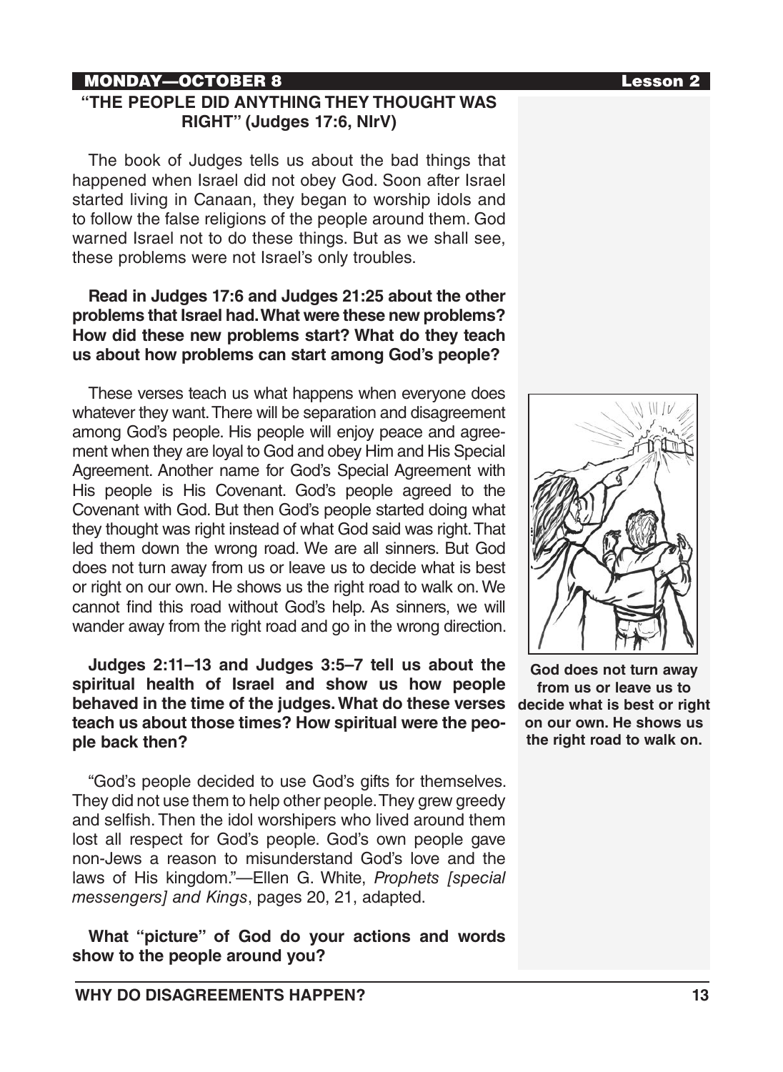**MONDAY—OCTOBER 8**

## "THE PEOPLE DID ANYTHING THEY THOUGHT WAS RIGHT" (Judges 17:6, NIrV)

The book of Judges tells us about the bad things that happened when Israel did not obey God. Soon after Israel started living in Canaan, they began to worship idols and to follow the false religions of the people around them. God warned Israel not to do these things. But as we shall see, these problems were not Israel's only troubles.

**Read in Judges 17:6 and Judges 21:25 about the other problems that Israel had. What were these new problems? How did these new problems start? What do they teach us about how problems can start among God's people?**

These verses teach us what happens when everyone does whatever they want. There will be separation and disagreement among God's people. His people will enjoy peace and agreement when they are loyal to God and obey Him and His Special Agreement. Another name for God's Special Agreement with His people is His Covenant. God's people agreed to the Covenant with God. But then God's people started doing what they thought was right instead of what God said was right. That led them down the wrong road. We are all sinners. But God does not turn away from us or leave us to decide what is best or right on our own. He shows us the right road to walk on. We cannot find this road without God's help. As sinners, we will wander away from the right road and go in the wrong direction.

**God does not turn away from us or leave us to decide what is best or right on our own. He shows us the right road to walk on.**

**Judges 2:11–13 and Judges 3:5–7 tell us about the spiritual health of Israel and show us how people behaved in the time of the judges. What do these verses teach us about those times? How spiritual were the people back then?**

"God's people decided to use God's gifts for themselves. They did not use them to help other people. They grew greedy and selfish. Then the idol worshipers who lived around them lost all respect for God's people. God's own people gave non-Jews a reason to misunderstand God's love and the laws of His kingdom."—Ellen G. White, *Prophets [special messengers] and Kings*, pages 20, 21, adapted.

**What "picture" of God do your actions and words show to the people around you?**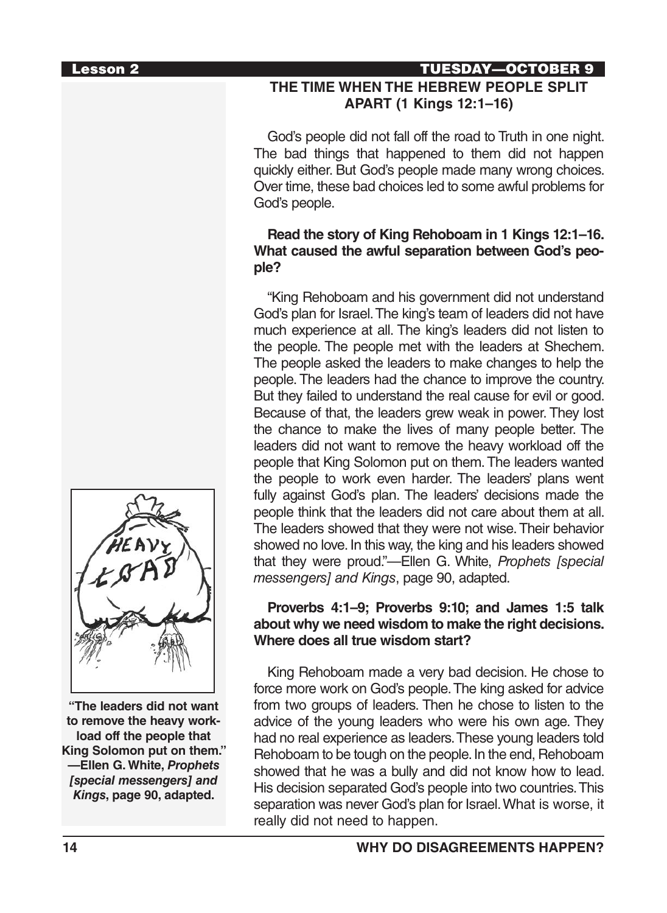## THE TIME WHEN THE HEBREW PEOPLE SPLIT APART (1 Kings 12:1–16)

God's people did not fall off the road to Truth in one night. The bad things that happened to them did not happen quickly either. But God's people made many wrong choices. Over time, these bad choices led to some awful problems for God's people.

**Read the story of King Rehoboam in 1 Kings 12:1–16. What caused the awful separation between God's people?**

"King Rehoboam and his government did not understand God's plan for Israel. The king's team of leaders did not have much experience at all. The king's leaders did not listen to the people. The people met with the leaders at Shechem. The people asked the leaders to make changes to help the people. The leaders had the chance to improve the country. But they failed to understand the real cause for evil or good. Because of that, the leaders grew weak in power. They lost the chance to make the lives of many people better. The leaders did not want to remove the heavy workload off the people that King Solomon put on them. The leaders wanted the people to work even harder. The leaders' plans went fully against God's plan. The leaders' decisions made the people think that the leaders did not care about them at all. The leaders showed that they were not wise. Their behavior showed no love. In this way, the king and his leaders showed that they were proud."—Ellen G. White, *Prophets [special messengers] and Kings*, page 90, adapted.

**Proverbs 4:1–9; Proverbs 9:10; and James 1:5 talk about why we need wisdom to make the right decisions. Where does all true wisdom start?**

King Rehoboam made a very bad decision. He chose to force more work on God's people. The king asked for advice from two groups of leaders. Then he chose to listen to the advice of the young leaders who were his own age. They had no real experience as leaders. These young leaders told Rehoboam to be tough on the people. In the end, Rehoboam showed that he was a bully and did not know how to lead. His decision separated God's people into two countries. This separation was never God's plan for Israel. What is worse, it really did not need to happen.

**"The leaders did not want to remove the heavy workload off the people that King Solomon put on them." —Ellen G. White, *Prophets [special messengers] and Kings*, page 90, adapted.**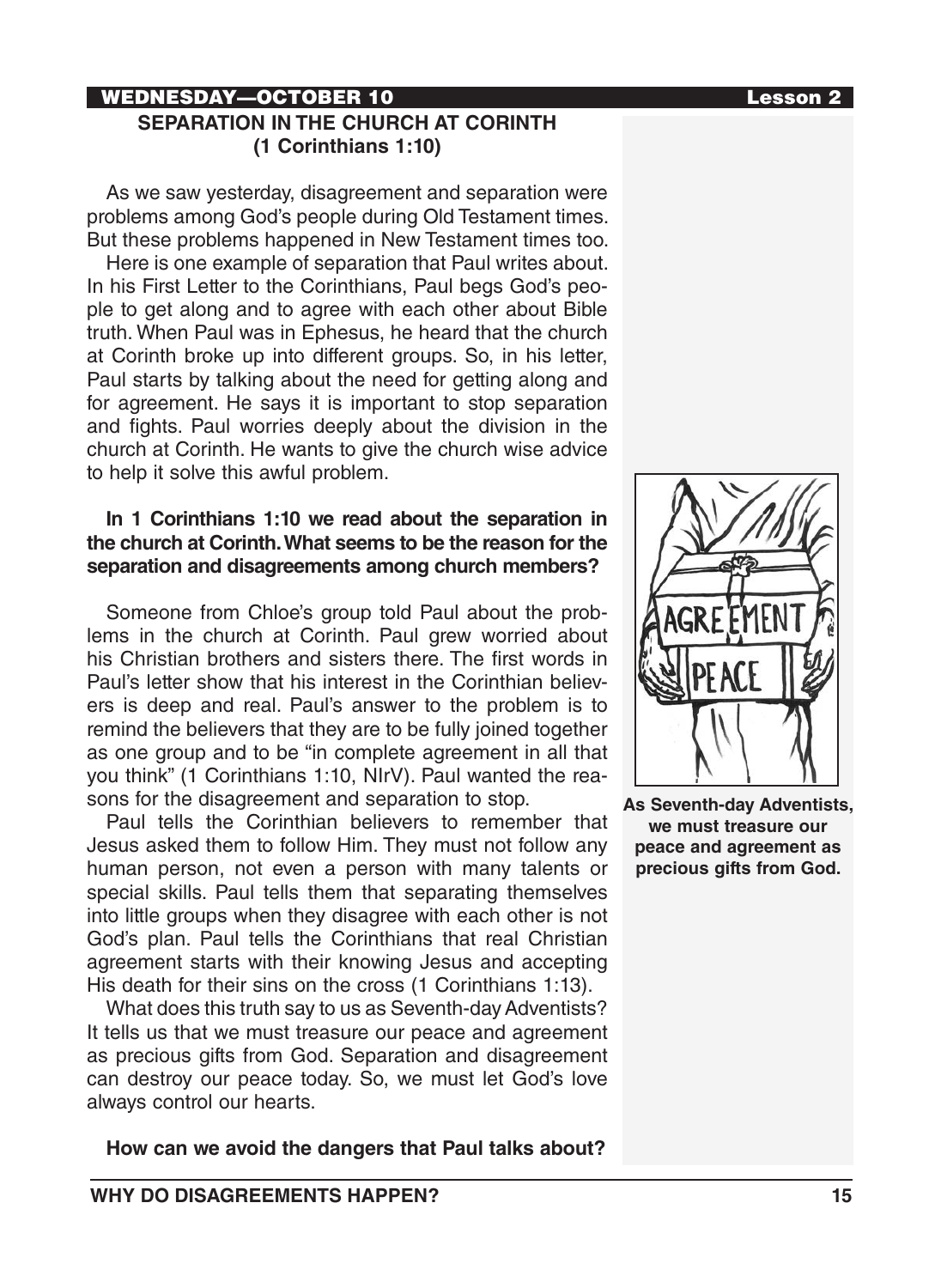WEDNESDAY—OCTOBER 10 Lesson 2

## SEPARATION IN THE CHURCH AT CORINTH (1 Corinthians 1:10)

As we saw yesterday, disagreement and separation were problems among God's people during Old Testament times. But these problems happened in New Testament times too.

Here is one example of separation that Paul writes about. In his First Letter to the Corinthians, Paul begs God's people to get along and to agree with each other about Bible truth. When Paul was in Ephesus, he heard that the church at Corinth broke up into different groups. So, in his letter, Paul starts by talking about the need for getting along and for agreement. He says it is important to stop separation and fights. Paul worries deeply about the division in the church at Corinth. He wants to give the church wise advice to help it solve this awful problem.

**In 1 Corinthians 1:10 we read about the separation in the church at Corinth. What seems to be the reason for the separation and disagreements among church members?**

Someone from Chloe's group told Paul about the problems in the church at Corinth. Paul grew worried about his Christian brothers and sisters there. The first words in Paul's letter show that his interest in the Corinthian believers is deep and real. Paul's answer to the problem is to remind the believers that they are to be fully joined together as one group and to be "in complete agreement in all that you think" (1 Corinthians 1:10, NIrV). Paul wanted the reasons for the disagreement and separation to stop.

Paul tells the Corinthian believers to remember that Jesus asked them to follow Him. They must not follow any human person, not even a person with many talents or special skills. Paul tells them that separating themselves into little groups when they disagree with each other is not God's plan. Paul tells the Corinthians that real Christian agreement starts with their knowing Jesus and accepting His death for their sins on the cross (1 Corinthians 1:13).

What does this truth say to us as Seventh-day Adventists? It tells us that we must treasure our peace and agreement as precious gifts from God. Separation and disagreement can destroy our peace today. So, we must let God's love always control our hearts.

**How can we avoid the dangers that Paul talks about?**

**As Seventh-day Adventists, we must treasure our peace and agreement as precious gifts from God.**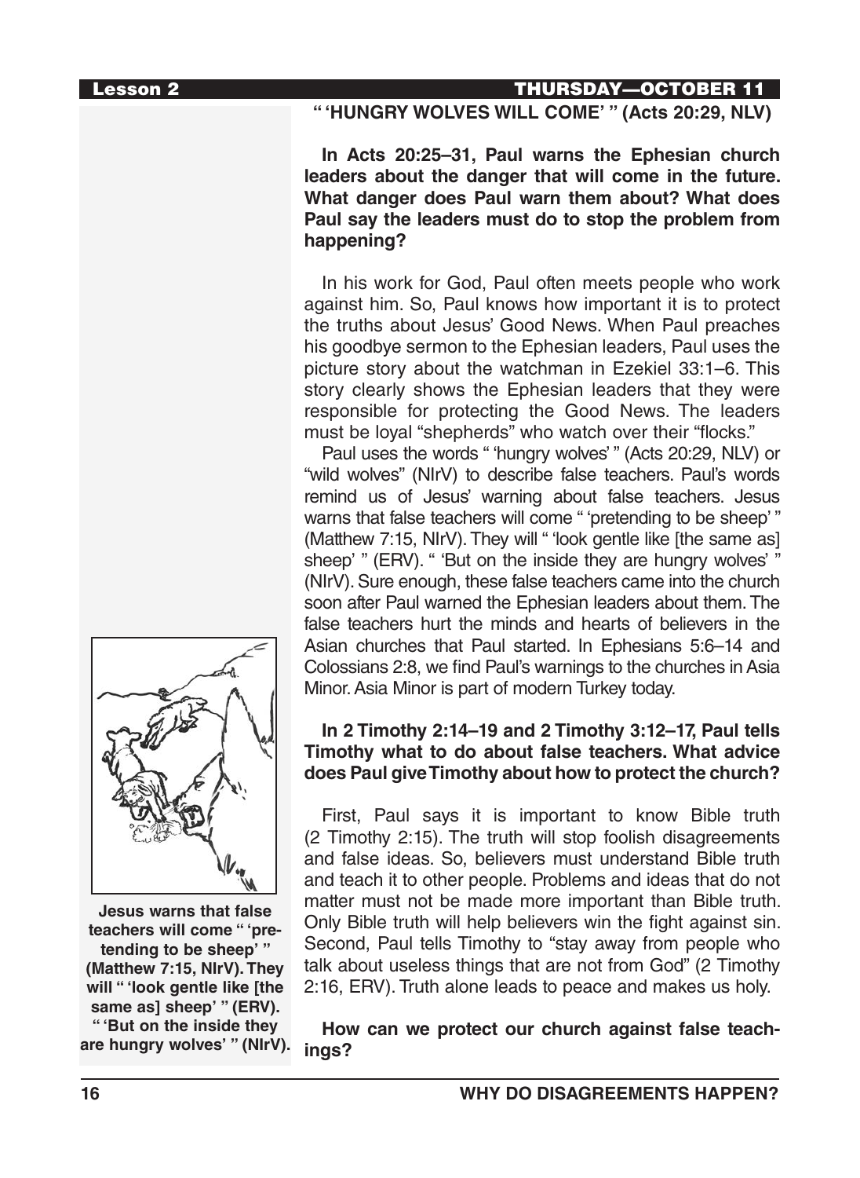## " 'HUNGRY WOLVES WILL COME' " (Acts 20:29, NLV)

**In Acts 20:25–31, Paul warns the Ephesian church leaders about the danger that will come in the future. What danger does Paul warn them about? What does Paul say the leaders must do to stop the problem from happening?**

In his work for God, Paul often meets people who work against him. So, Paul knows how important it is to protect the truths about Jesus' Good News. When Paul preaches his goodbye sermon to the Ephesian leaders, Paul uses the picture story about the watchman in Ezekiel 33:1–6. This story clearly shows the Ephesian leaders that they were responsible for protecting the Good News. The leaders must be loyal "shepherds" who watch over their "flocks."

Paul uses the words " 'hungry wolves' " (Acts 20:29, NLV) or "wild wolves" (NIrV) to describe false teachers. Paul's words remind us of Jesus' warning about false teachers. Jesus warns that false teachers will come " 'pretending to be sheep' " (Matthew 7:15, NIrV). They will " 'look gentle like [the same as] sheep' " (ERV). " 'But on the inside they are hungry wolves' " (NIrV). Sure enough, these false teachers came into the church soon after Paul warned the Ephesian leaders about them. The false teachers hurt the minds and hearts of believers in the Asian churches that Paul started. In Ephesians 5:6–14 and Colossians 2:8, we find Paul's warnings to the churches in Asia Minor. Asia Minor is part of modern Turkey today.

**Jesus warns that false teachers will come " 'pretending to be sheep' " (Matthew 7:15, NIrV). They will " 'look gentle like [the same as] sheep' " (ERV). " 'But on the inside they are hungry wolves' " (NIrV).**

**In 2 Timothy 2:14–19 and 2 Timothy 3:12–17, Paul tells Timothy what to do about false teachers. What advice does Paul give Timothy about how to protect the church?**

First, Paul says it is important to know Bible truth (2 Timothy 2:15). The truth will stop foolish disagreements and false ideas. So, believers must understand Bible truth and teach it to other people. Problems and ideas that do not matter must not be made more important than Bible truth. Only Bible truth will help believers win the fight against sin. Second, Paul tells Timothy to "stay away from people who talk about useless things that are not from God" (2 Timothy 2:16, ERV). Truth alone leads to peace and makes us holy.

**How can we protect our church against false teachings?**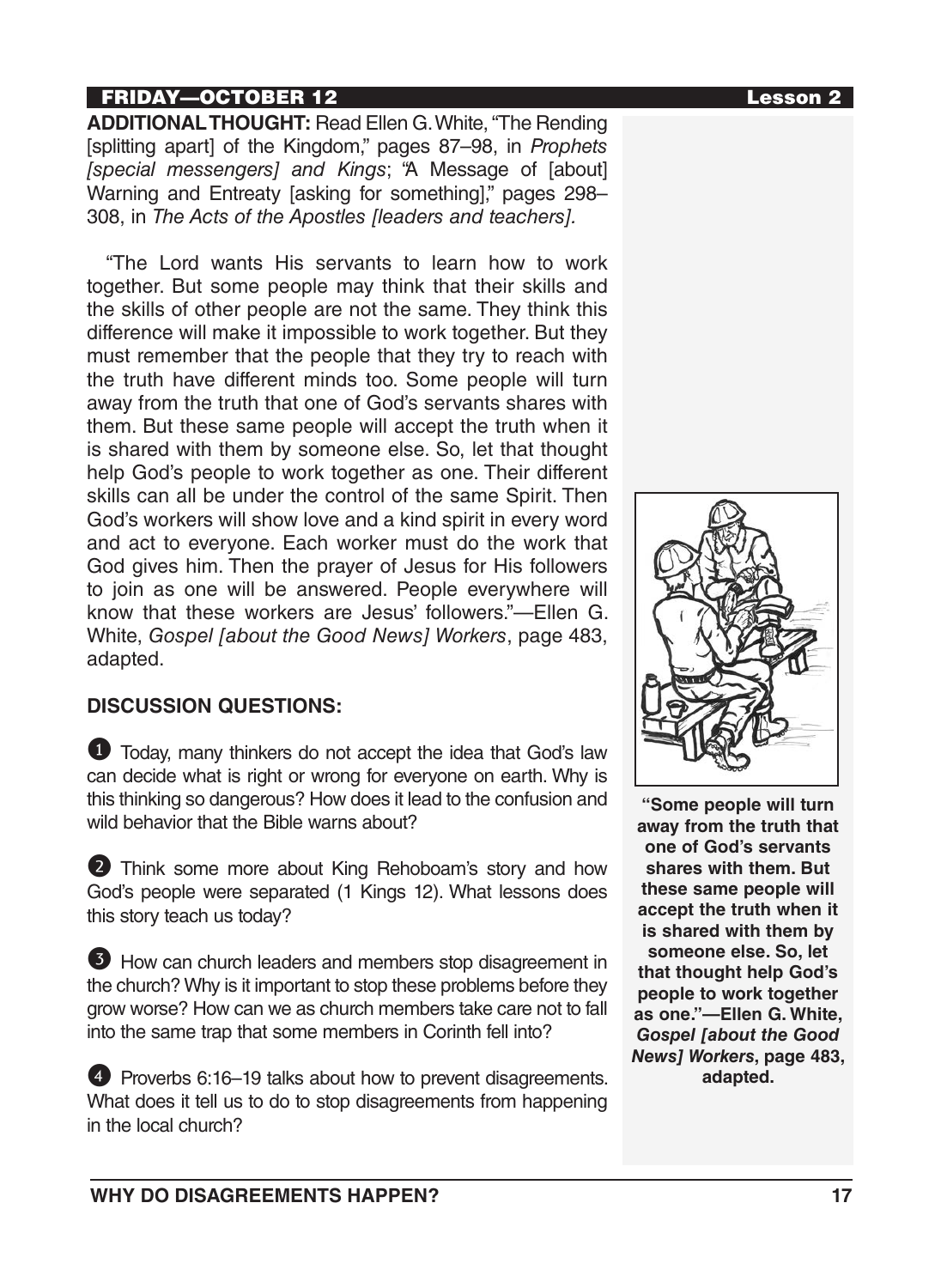## FRIDAY—OCTOBER 12

**ADDITIONAL THOUGHT:** Read Ellen G. White, "The Rending [splitting apart] of the Kingdom," pages 87–98, in *Prophets [special messengers] and Kings*; "A Message of [about] Warning and Entreaty [asking for something]," pages 298–308, in *The Acts of the Apostles [leaders and teachers].*

"The Lord wants His servants to learn how to work together. But some people may think that their skills and the skills of other people are not the same. They think this difference will make it impossible to work together. But they must remember that the people that they try to reach with the truth have different minds too. Some people will turn away from the truth that one of God's servants shares with them. But these same people will accept the truth when it is shared with them by someone else. So, let that thought help God's people to work together as one. Their different skills can all be under the control of the same Spirit. Then God's workers will show love and a kind spirit in every word and act to everyone. Each worker must do the work that God gives him. Then the prayer of Jesus for His followers to join as one will be answered. People everywhere will know that these workers are Jesus' followers."—Ellen G. White, *Gospel [about the Good News] Workers*, page 483, adapted.

**"Some people will turn away from the truth that one of God's servants shares with them. But these same people will accept the truth when it is shared with them by someone else. So, let that thought help God's people to work together as one."—Ellen G. White, *Gospel [about the Good News] Workers*, page 483, adapted.**

### DISCUSSION QUESTIONS:

1. Today, many thinkers do not accept the idea that God's law can decide what is right or wrong for everyone on earth. Why is this thinking so dangerous? How does it lead to the confusion and wild behavior that the Bible warns about?

2. Think some more about King Rehoboam's story and how God's people were separated (1 Kings 12). What lessons does this story teach us today?

3. How can church leaders and members stop disagreement in the church? Why is it important to stop these problems before they grow worse? How can we as church members take care not to fall into the same trap that some members in Corinth fell into?

4. Proverbs 6:16–19 talks about how to prevent disagreements. What does it tell us to do to stop disagreements from happening in the local church?